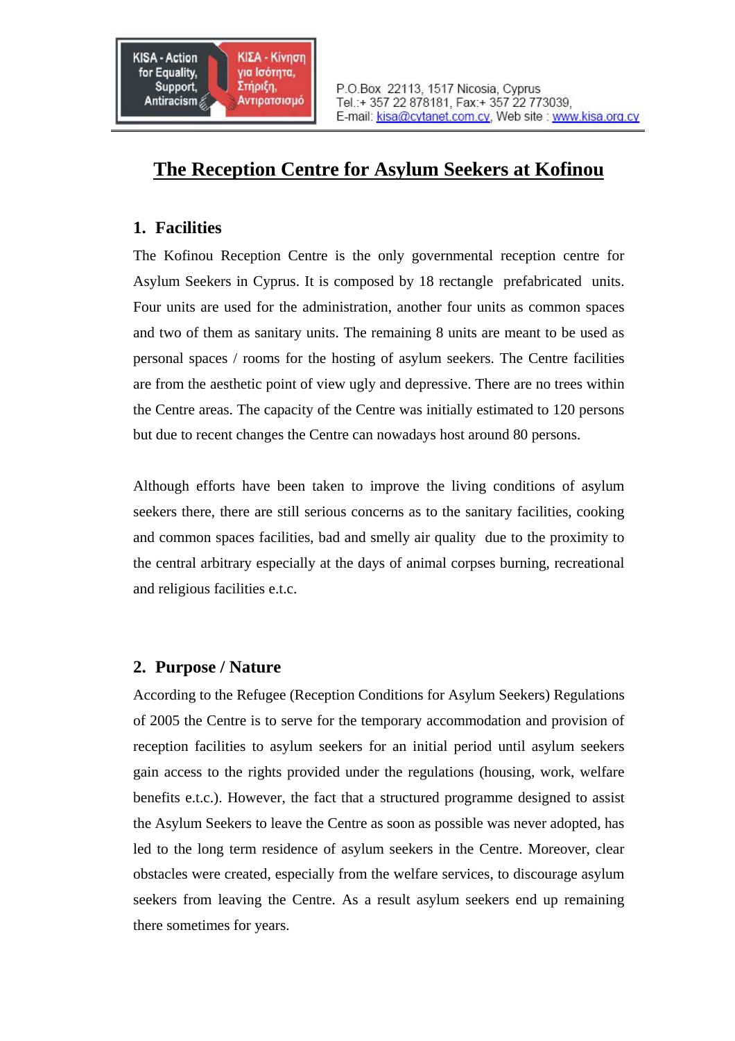KISA - Action for Equality, Support, Antiracism

ΚΙΣΑ - Κίνηση για Ισότητα, Στήριξη, Αντιρατσισμό

P.O.Box 22113, 1517 Nicosia, Cyprus
Tel.:+ 357 22 878181, Fax:+ 357 22 773039,
E-mail: kisa@cytanet.com.cy, Web site : www.kisa.org.cy

# The Reception Centre for Asylum Seekers at Kofinou

## 1. Facilities

The Kofinou Reception Centre is the only governmental reception centre for Asylum Seekers in Cyprus. It is composed by 18 rectangle prefabricated units. Four units are used for the administration, another four units as common spaces and two of them as sanitary units. The remaining 8 units are meant to be used as personal spaces / rooms for the hosting of asylum seekers. The Centre facilities are from the aesthetic point of view ugly and depressive. There are no trees within the Centre areas. The capacity of the Centre was initially estimated to 120 persons but due to recent changes the Centre can nowadays host around 80 persons.

Although efforts have been taken to improve the living conditions of asylum seekers there, there are still serious concerns as to the sanitary facilities, cooking and common spaces facilities, bad and smelly air quality due to the proximity to the central arbitrary especially at the days of animal corpses burning, recreational and religious facilities e.t.c.

## 2. Purpose / Nature

According to the Refugee (Reception Conditions for Asylum Seekers) Regulations of 2005 the Centre is to serve for the temporary accommodation and provision of reception facilities to asylum seekers for an initial period until asylum seekers gain access to the rights provided under the regulations (housing, work, welfare benefits e.t.c.). However, the fact that a structured programme designed to assist the Asylum Seekers to leave the Centre as soon as possible was never adopted, has led to the long term residence of asylum seekers in the Centre. Moreover, clear obstacles were created, especially from the welfare services, to discourage asylum seekers from leaving the Centre. As a result asylum seekers end up remaining there sometimes for years.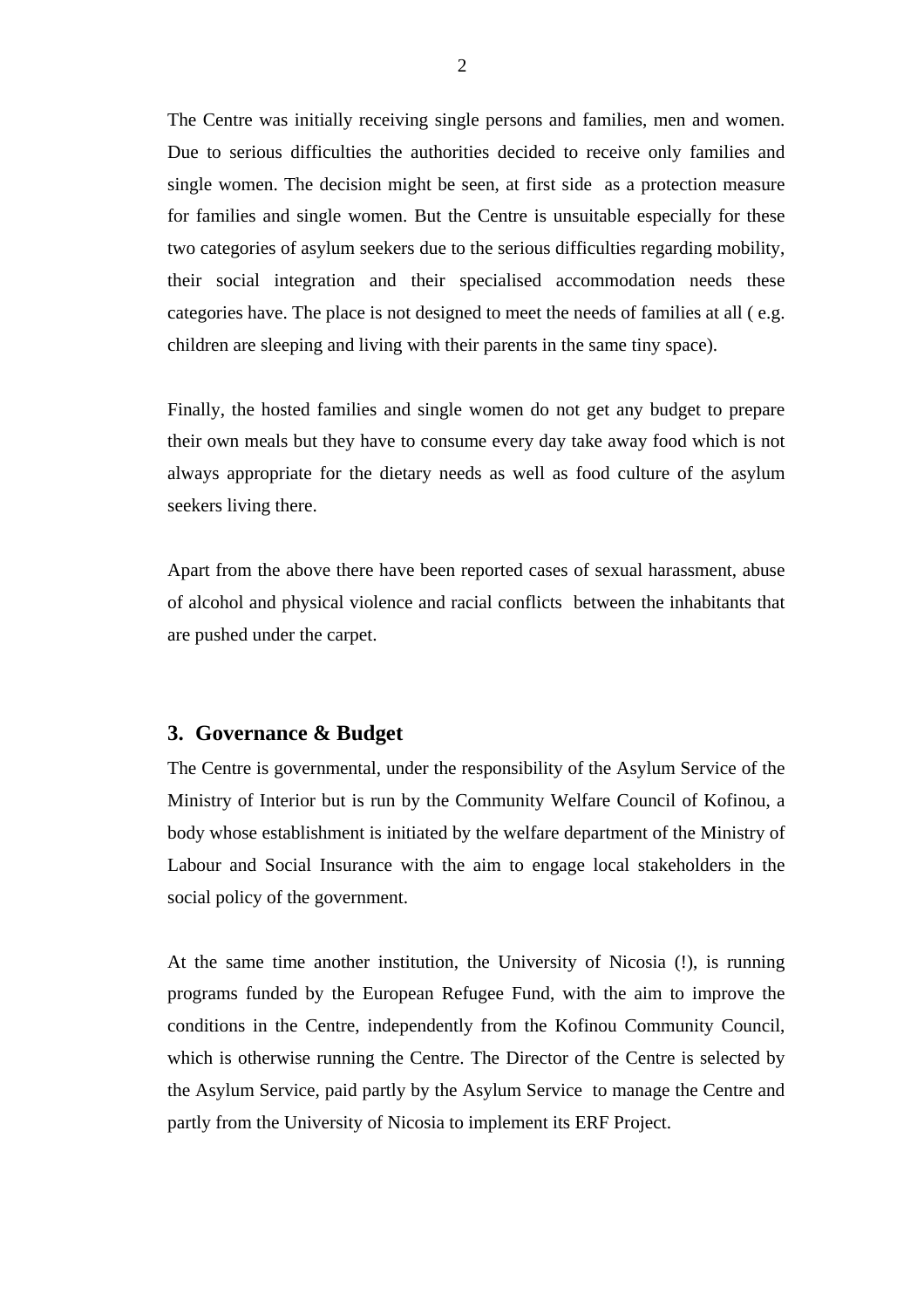The Centre was initially receiving single persons and families, men and women. Due to serious difficulties the authorities decided to receive only families and single women. The decision might be seen, at first side  as a protection measure for families and single women. But the Centre is unsuitable especially for these two categories of asylum seekers due to the serious difficulties regarding mobility, their social integration and their specialised accommodation needs these categories have. The place is not designed to meet the needs of families at all ( e.g. children are sleeping and living with their parents in the same tiny space).

Finally, the hosted families and single women do not get any budget to prepare their own meals but they have to consume every day take away food which is not always appropriate for the dietary needs as well as food culture of the asylum seekers living there.

Apart from the above there have been reported cases of sexual harassment, abuse of alcohol and physical violence and racial conflicts  between the inhabitants that are pushed under the carpet.

## 3. Governance & Budget

The Centre is governmental, under the responsibility of the Asylum Service of the Ministry of Interior but is run by the Community Welfare Council of Kofinou, a body whose establishment is initiated by the welfare department of the Ministry of Labour and Social Insurance with the aim to engage local stakeholders in the social policy of the government.

At the same time another institution, the University of Nicosia (!), is running programs funded by the European Refugee Fund, with the aim to improve the conditions in the Centre, independently from the Kofinou Community Council, which is otherwise running the Centre. The Director of the Centre is selected by the Asylum Service, paid partly by the Asylum Service  to manage the Centre and partly from the University of Nicosia to implement its ERF Project.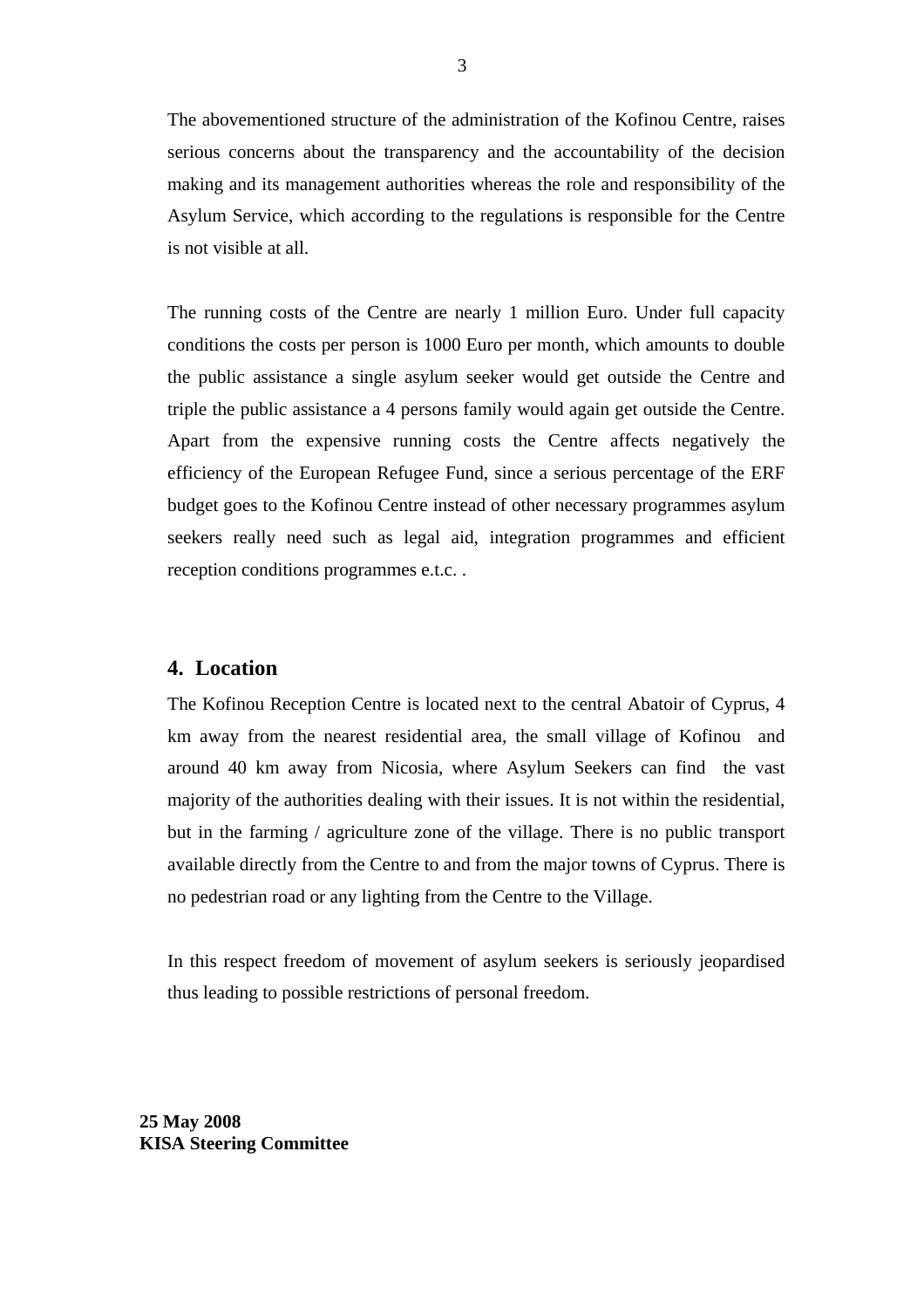The abovementioned structure of the administration of the Kofinou Centre, raises serious concerns about the transparency and the accountability of the decision making and its management authorities whereas the role and responsibility of the Asylum Service, which according to the regulations is responsible for the Centre is not visible at all.

The running costs of the Centre are nearly 1 million Euro. Under full capacity conditions the costs per person is 1000 Euro per month, which amounts to double the public assistance a single asylum seeker would get outside the Centre and triple the public assistance a 4 persons family would again get outside the Centre. Apart from the expensive running costs the Centre affects negatively the efficiency of the European Refugee Fund, since a serious percentage of the ERF budget goes to the Kofinou Centre instead of other necessary programmes asylum seekers really need such as legal aid, integration programmes and efficient reception conditions programmes e.t.c. .

## 4. Location

The Kofinou Reception Centre is located next to the central Abatoir of Cyprus, 4 km away from the nearest residential area, the small village of Kofinou and around 40 km away from Nicosia, where Asylum Seekers can find the vast majority of the authorities dealing with their issues. It is not within the residential, but in the farming / agriculture zone of the village. There is no public transport available directly from the Centre to and from the major towns of Cyprus. There is no pedestrian road or any lighting from the Centre to the Village.

In this respect freedom of movement of asylum seekers is seriously jeopardised thus leading to possible restrictions of personal freedom.

**25 May 2008**
**KISA Steering Committee**